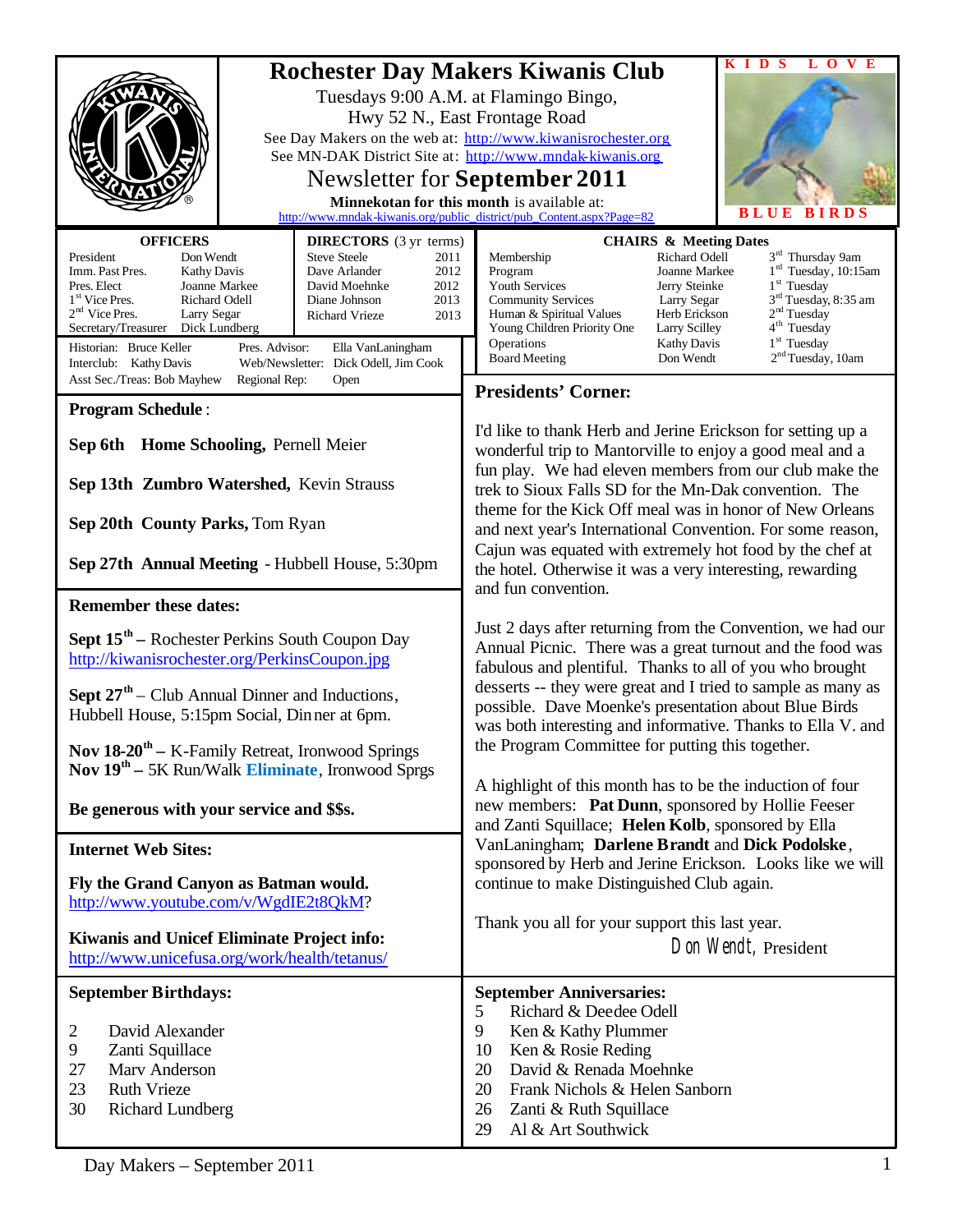# Rochester Day Makers Kiwanis Club

Tuesdays 9:00 A.M. at Flamingo Bingo,
Hwy 52 N., East Frontage Road

See Day Makers on the web at: http://www.kiwanisrochester.org
See MN-DAK District Site at: http://www.mndak-kiwanis.org

## Newsletter for **September 2011**

**Minnekotan for this month** is available at:
http://www.mndak-kiwanis.org/public_district/pub_Content.aspx?Page=82

KIDS LOVE BLUE BIRDS

| OFFICERS | |
|---|---|
| President | Don Wendt |
| Imm. Past Pres. | Kathy Davis |
| Pres. Elect | Joanne Markee |
| 1st Vice Pres. | Richard Odell |
| 2nd Vice Pres. | Larry Segar |
| Secretary/Treasurer | Dick Lundberg |

| DIRECTORS (3 yr terms) | |
|---|---|
| Steve Steele | 2011 |
| Dave Arlander | 2012 |
| David Moehnke | 2012 |
| Diane Johnson | 2013 |
| Richard Vrieze | 2013 |

Historian: Bruce Keller — Pres. Advisor: Ella VanLaningham
Interclub: Kathy Davis — Web/Newsletter: Dick Odell, Jim Cook
Asst Sec./Treas: Bob Mayhew — Regional Rep: Open

| CHAIRS & Meeting Dates | | |
|---|---|---|
| Membership | Richard Odell | 3rd Thursday 9am |
| Program | Joanne Markee | 1st Tuesday, 10:15am |
| Youth Services | Jerry Steinke | 1st Tuesday |
| Community Services | Larry Segar | 3rd Tuesday, 8:35 am |
| Human & Spiritual Values | Herb Erickson | 2nd Tuesday |
| Young Children Priority One | Larry Scilley | 4th Tuesday |
| Operations | Kathy Davis | 1st Tuesday |
| Board Meeting | Don Wendt | 2nd Tuesday, 10am |

### Program Schedule:

**Sep 6th Home Schooling,** Pernell Meier

**Sep 13th Zumbro Watershed,** Kevin Strauss

**Sep 20th County Parks,** Tom Ryan

**Sep 27th Annual Meeting** - Hubbell House, 5:30pm

### Remember these dates:

**Sept 15th –** Rochester Perkins South Coupon Day
http://kiwanisrochester.org/PerkinsCoupon.jpg

**Sept 27th** – Club Annual Dinner and Inductions, Hubbell House, 5:15pm Social, Dinner at 6pm.

**Nov 18-20th –** K-Family Retreat, Ironwood Springs
**Nov 19th –** 5K Run/Walk **Eliminate**, Ironwood Sprgs

**Be generous with your service and $$s.**

### Internet Web Sites:

**Fly the Grand Canyon as Batman would.**
http://www.youtube.com/v/WgdIE2t8QkM?

**Kiwanis and Unicef Eliminate Project info:**
http://www.unicefusa.org/work/health/tetanus/

### Presidents' Corner:

I'd like to thank Herb and Jerine Erickson for setting up a wonderful trip to Mantorville to enjoy a good meal and a fun play. We had eleven members from our club make the trek to Sioux Falls SD for the Mn-Dak convention. The theme for the Kick Off meal was in honor of New Orleans and next year's International Convention. For some reason, Cajun was equated with extremely hot food by the chef at the hotel. Otherwise it was a very interesting, rewarding and fun convention.

Just 2 days after returning from the Convention, we had our Annual Picnic. There was a great turnout and the food was fabulous and plentiful. Thanks to all of you who brought desserts -- they were great and I tried to sample as many as possible. Dave Moenke's presentation about Blue Birds was both interesting and informative. Thanks to Ella V. and the Program Committee for putting this together.

A highlight of this month has to be the induction of four new members: **Pat Dunn**, sponsored by Hollie Feeser and Zanti Squillace; **Helen Kolb**, sponsored by Ella VanLaningham; **Darlene Brandt** and **Dick Podolske**, sponsored by Herb and Jerine Erickson. Looks like we will continue to make Distinguished Club again.

Thank you all for your support this last year.

Don Wendt, President

### September Birthdays:

| | |
|---|---|
| 2 | David Alexander |
| 9 | Zanti Squillace |
| 27 | Marv Anderson |
| 23 | Ruth Vrieze |
| 30 | Richard Lundberg |

### September Anniversaries:

| | |
|---|---|
| 5 | Richard & Deedee Odell |
| 9 | Ken & Kathy Plummer |
| 10 | Ken & Rosie Reding |
| 20 | David & Renada Moehnke |
| 20 | Frank Nichols & Helen Sanborn |
| 26 | Zanti & Ruth Squillace |
| 29 | Al & Art Southwick |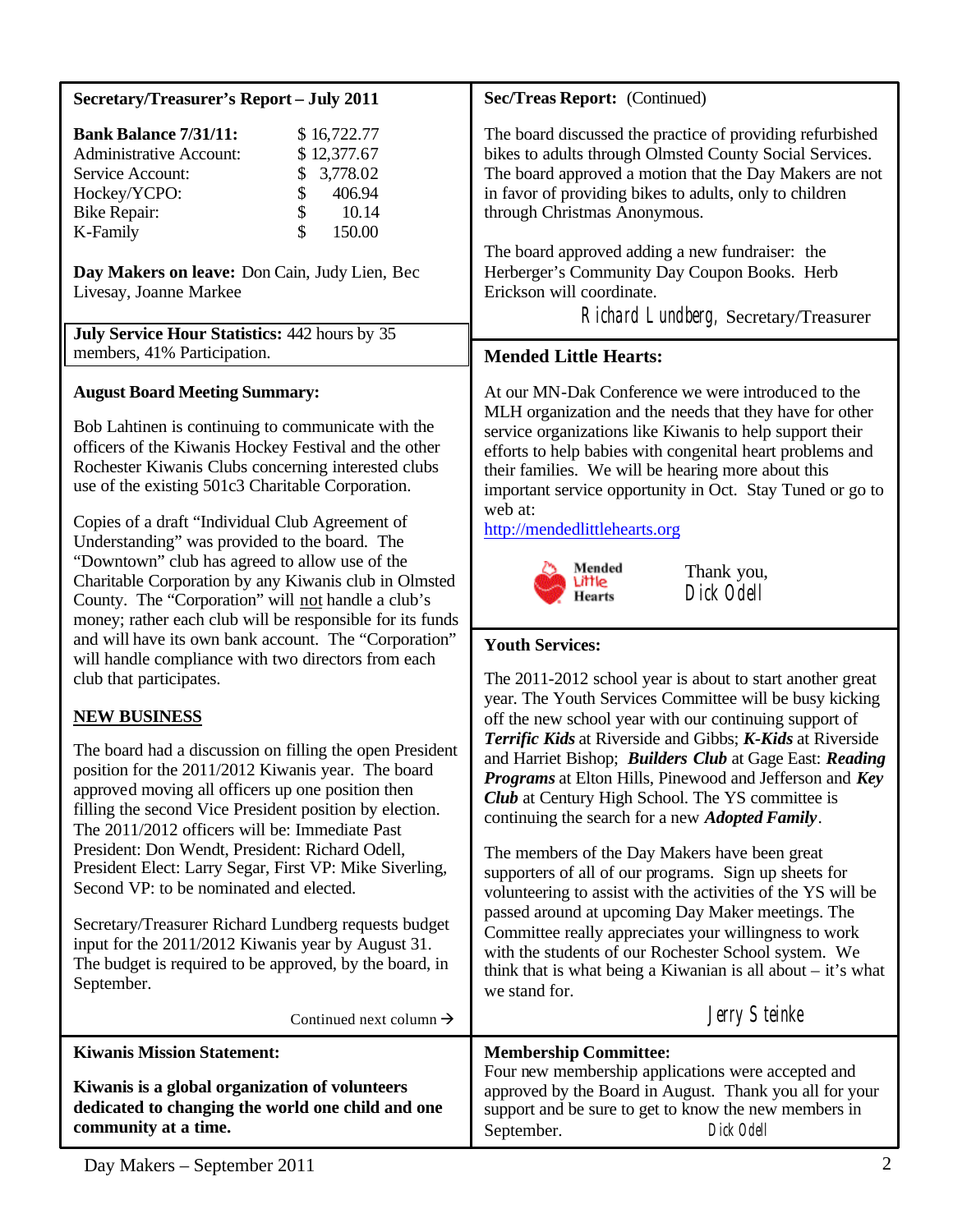## Secretary/Treasurer's Report – July 2011

| **Bank Balance 7/31/11:** | $ 16,722.77 |
|---|---|
| Administrative Account: | $ 12,377.67 |
| Service Account: | $ 3,778.02 |
| Hockey/YCPO: | $ 406.94 |
| Bike Repair: | $ 10.14 |
| K-Family | $ 150.00 |

**Day Makers on leave:** Don Cain, Judy Lien, Bec Livesay, Joanne Markee

**July Service Hour Statistics:** 442 hours by 35 members, 41% Participation.

**August Board Meeting Summary:**

Bob Lahtinen is continuing to communicate with the officers of the Kiwanis Hockey Festival and the other Rochester Kiwanis Clubs concerning interested clubs use of the existing 501c3 Charitable Corporation.

Copies of a draft "Individual Club Agreement of Understanding" was provided to the board. The "Downtown" club has agreed to allow use of the Charitable Corporation by any Kiwanis club in Olmsted County. The "Corporation" will not handle a club's money; rather each club will be responsible for its funds and will have its own bank account. The "Corporation" will handle compliance with two directors from each club that participates.

**NEW BUSINESS**

The board had a discussion on filling the open President position for the 2011/2012 Kiwanis year. The board approved moving all officers up one position then filling the second Vice President position by election. The 2011/2012 officers will be: Immediate Past President: Don Wendt, President: Richard Odell, President Elect: Larry Segar, First VP: Mike Siverling, Second VP: to be nominated and elected.

Secretary/Treasurer Richard Lundberg requests budget input for the 2011/2012 Kiwanis year by August 31. The budget is required to be approved, by the board, in September.

Continued next column →

**Sec/Treas Report:** (Continued)

The board discussed the practice of providing refurbished bikes to adults through Olmsted County Social Services. The board approved a motion that the Day Makers are not in favor of providing bikes to adults, only to children through Christmas Anonymous.

The board approved adding a new fundraiser: the Herberger's Community Day Coupon Books. Herb Erickson will coordinate.

Richard Lundberg, Secretary/Treasurer

## Mended Little Hearts:

At our MN-Dak Conference we were introduced to the MLH organization and the needs that they have for other service organizations like Kiwanis to help support their efforts to help babies with congenital heart problems and their families. We will be hearing more about this important service opportunity in Oct. Stay Tuned or go to web at:
http://mendedlittlehearts.org

Mended Little Hearts

Thank you,
Dick Odell

## Youth Services:

The 2011-2012 school year is about to start another great year. The Youth Services Committee will be busy kicking off the new school year with our continuing support of ***Terrific Kids*** at Riverside and Gibbs; ***K-Kids*** at Riverside and Harriet Bishop; ***Builders Club*** at Gage East: ***Reading Programs*** at Elton Hills, Pinewood and Jefferson and ***Key Club*** at Century High School. The YS committee is continuing the search for a new ***Adopted Family***.

The members of the Day Makers have been great supporters of all of our programs. Sign up sheets for volunteering to assist with the activities of the YS will be passed around at upcoming Day Maker meetings. The Committee really appreciates your willingness to work with the students of our Rochester School system. We think that is what being a Kiwanian is all about – it's what we stand for.

Jerry Steinke

## Kiwanis Mission Statement:

**Kiwanis is a global organization of volunteers dedicated to changing the world one child and one community at a time.**

## Membership Committee:

Four new membership applications were accepted and approved by the Board in August. Thank you all for your support and be sure to get to know the new members in September. Dick Odell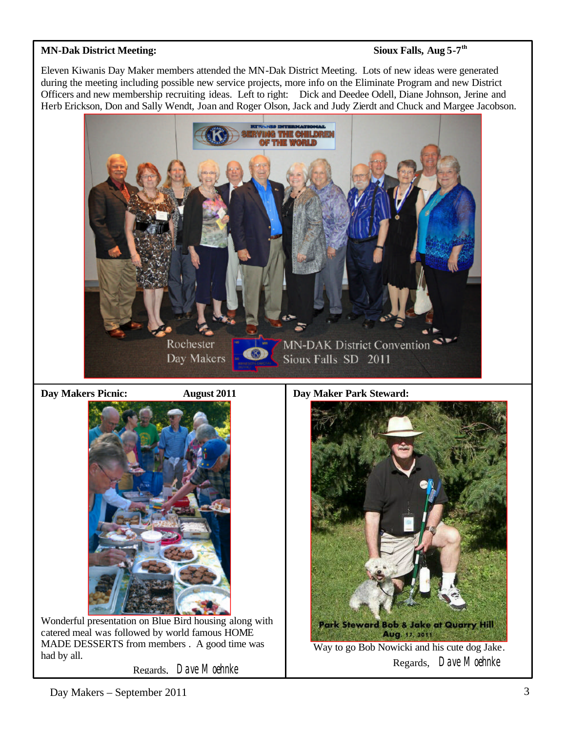**MN-Dak District Meeting:** **Sioux Falls, Aug 5-7th**

Eleven Kiwanis Day Maker members attended the MN-Dak District Meeting. Lots of new ideas were generated during the meeting including possible new service projects, more info on the Eliminate Program and new District Officers and new membership recruiting ideas. Left to right: Dick and Deedee Odell, Diane Johnson, Jerine and Herb Erickson, Don and Sally Wendt, Joan and Roger Olson, Jack and Judy Zierdt and Chuck and Margee Jacobson.

**Day Makers Picnic:** **August 2011**

Wonderful presentation on Blue Bird housing along with catered meal was followed by world famous HOME MADE DESSERTS from members . A good time was had by all.

Regards, Dave Moehnke

**Day Maker Park Steward:**

Way to go Bob Nowicki and his cute dog Jake.

Regards, Dave Moehnke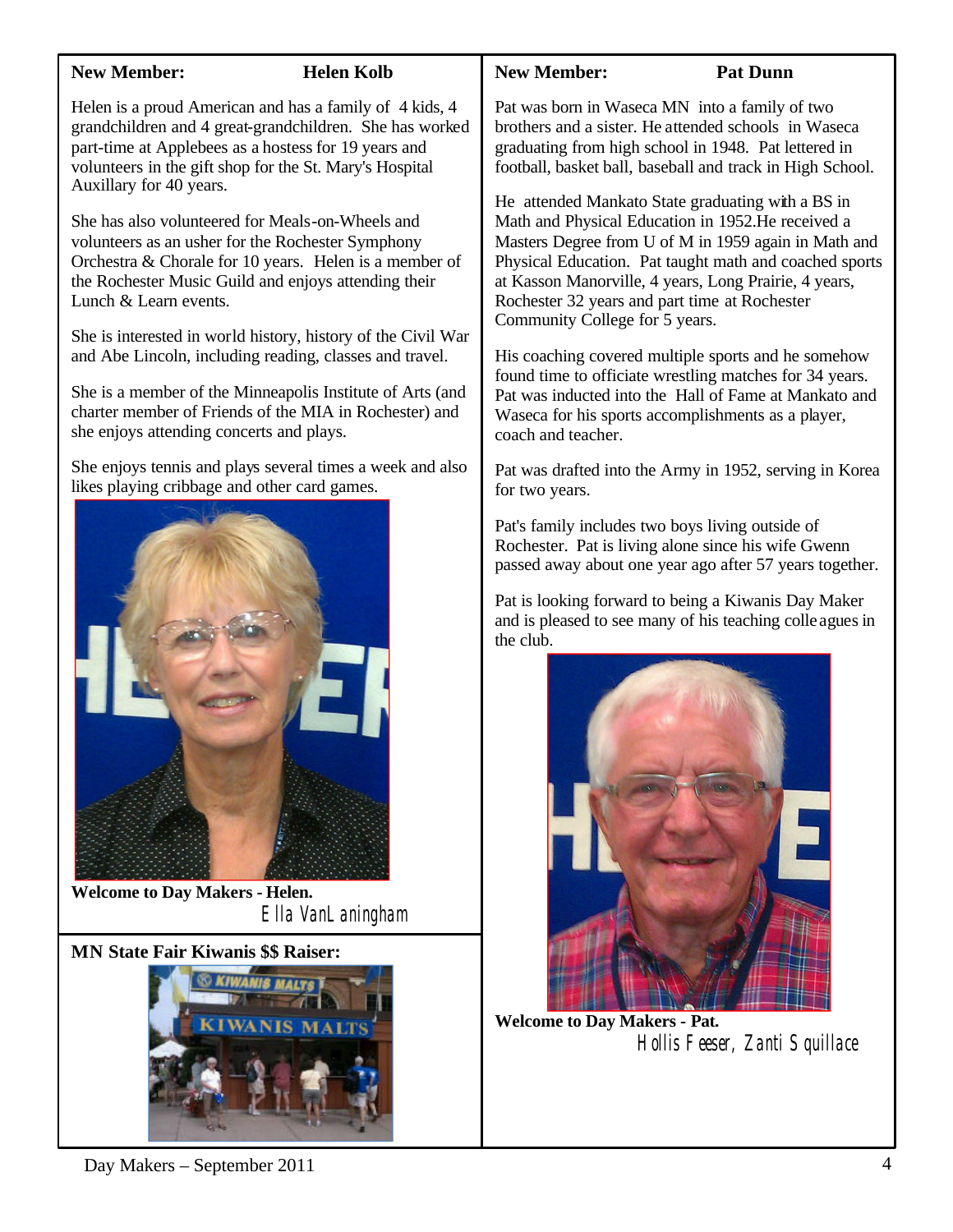## New Member: Helen Kolb

Helen is a proud American and has a family of 4 kids, 4 grandchildren and 4 great-grandchildren. She has worked part-time at Applebees as a hostess for 19 years and volunteers in the gift shop for the St. Mary's Hospital Auxillary for 40 years.

She has also volunteered for Meals-on-Wheels and volunteers as an usher for the Rochester Symphony Orchestra & Chorale for 10 years. Helen is a member of the Rochester Music Guild and enjoys attending their Lunch & Learn events.

She is interested in world history, history of the Civil War and Abe Lincoln, including reading, classes and travel.

She is a member of the Minneapolis Institute of Arts (and charter member of Friends of the MIA in Rochester) and she enjoys attending concerts and plays.

She enjoys tennis and plays several times a week and also likes playing cribbage and other card games.

**Welcome to Day Makers - Helen.**

*Ella VanLaningham*

## MN State Fair Kiwanis $$ Raiser:

## New Member: Pat Dunn

Pat was born in Waseca MN into a family of two brothers and a sister. He attended schools in Waseca graduating from high school in 1948. Pat lettered in football, basket ball, baseball and track in High School.

He attended Mankato State graduating with a BS in Math and Physical Education in 1952.He received a Masters Degree from U of M in 1959 again in Math and Physical Education. Pat taught math and coached sports at Kasson Manorville, 4 years, Long Prairie, 4 years, Rochester 32 years and part time at Rochester Community College for 5 years.

His coaching covered multiple sports and he somehow found time to officiate wrestling matches for 34 years. Pat was inducted into the Hall of Fame at Mankato and Waseca for his sports accomplishments as a player, coach and teacher.

Pat was drafted into the Army in 1952, serving in Korea for two years.

Pat's family includes two boys living outside of Rochester. Pat is living alone since his wife Gwenn passed away about one year ago after 57 years together.

Pat is looking forward to being a Kiwanis Day Maker and is pleased to see many of his teaching colleagues in the club.

**Welcome to Day Makers - Pat.**

*Hollis Feeser, Zanti Squillace*